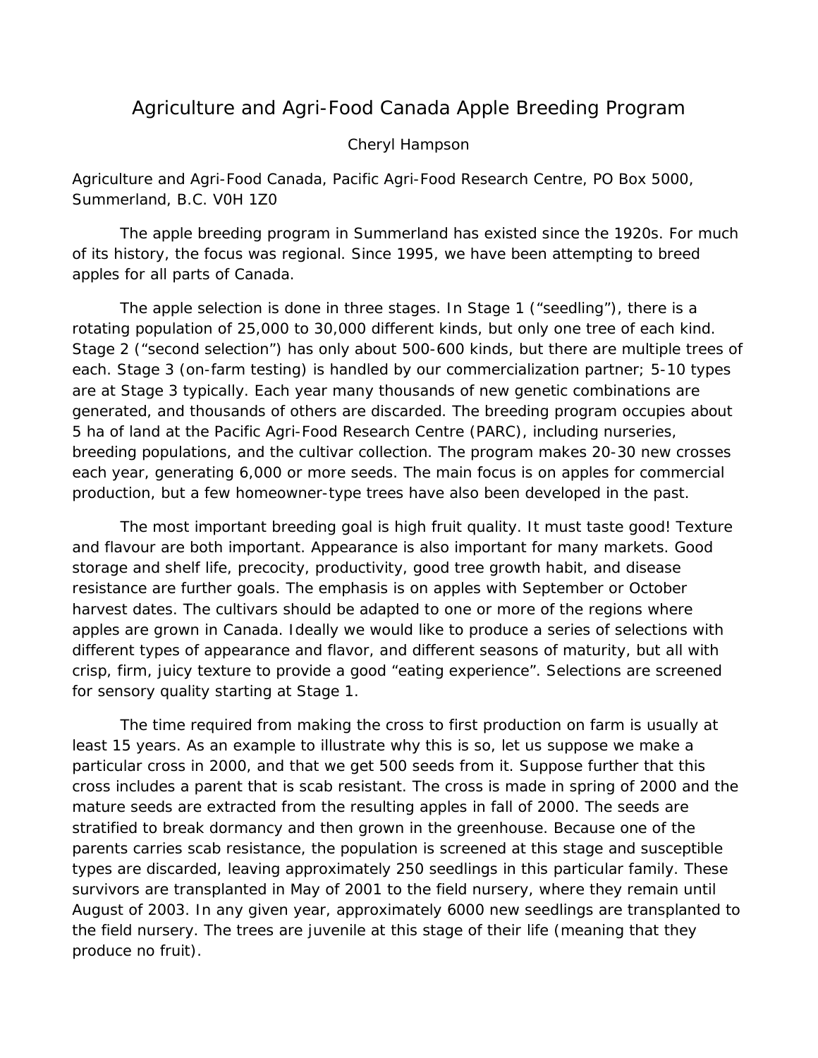# Agriculture and Agri-Food Canada Apple Breeding Program

Cheryl Hampson

Agriculture and Agri-Food Canada, Pacific Agri-Food Research Centre, PO Box 5000, Summerland, B.C. V0H 1Z0

The apple breeding program in Summerland has existed since the 1920s. For much of its history, the focus was regional. Since 1995, we have been attempting to breed apples for all parts of Canada.

The apple selection is done in three stages. In Stage 1 ("seedling"), there is a rotating population of 25,000 to 30,000 different kinds, but only one tree of each kind. Stage 2 ("second selection") has only about 500-600 kinds, but there are multiple trees of each. Stage 3 (on-farm testing) is handled by our commercialization partner; 5-10 types are at Stage 3 typically. Each year many thousands of new genetic combinations are generated, and thousands of others are discarded. The breeding program occupies about 5 ha of land at the Pacific Agri-Food Research Centre (PARC), including nurseries, breeding populations, and the cultivar collection. The program makes 20-30 new crosses each year, generating 6,000 or more seeds. The main focus is on apples for commercial production, but a few homeowner-type trees have also been developed in the past.

The most important breeding goal is high fruit quality. It must taste good! Texture and flavour are both important. Appearance is also important for many markets. Good storage and shelf life, precocity, productivity, good tree growth habit, and disease resistance are further goals. The emphasis is on apples with September or October harvest dates. The cultivars should be adapted to one or more of the regions where apples are grown in Canada. Ideally we would like to produce a series of selections with different types of appearance and flavor, and different seasons of maturity, but all with crisp, firm, juicy texture to provide a good "eating experience". Selections are screened for sensory quality starting at Stage 1.

The time required from making the cross to first production on farm is usually at least 15 years. As an example to illustrate why this is so, let us suppose we make a particular cross in 2000, and that we get 500 seeds from it. Suppose further that this cross includes a parent that is scab resistant. The cross is made in spring of 2000 and the mature seeds are extracted from the resulting apples in fall of 2000. The seeds are stratified to break dormancy and then grown in the greenhouse. Because one of the parents carries scab resistance, the population is screened at this stage and susceptible types are discarded, leaving approximately 250 seedlings in this particular family. These survivors are transplanted in May of 2001 to the field nursery, where they remain until August of 2003. In any given year, approximately 6000 new seedlings are transplanted to the field nursery. The trees are juvenile at this stage of their life (meaning that they produce no fruit).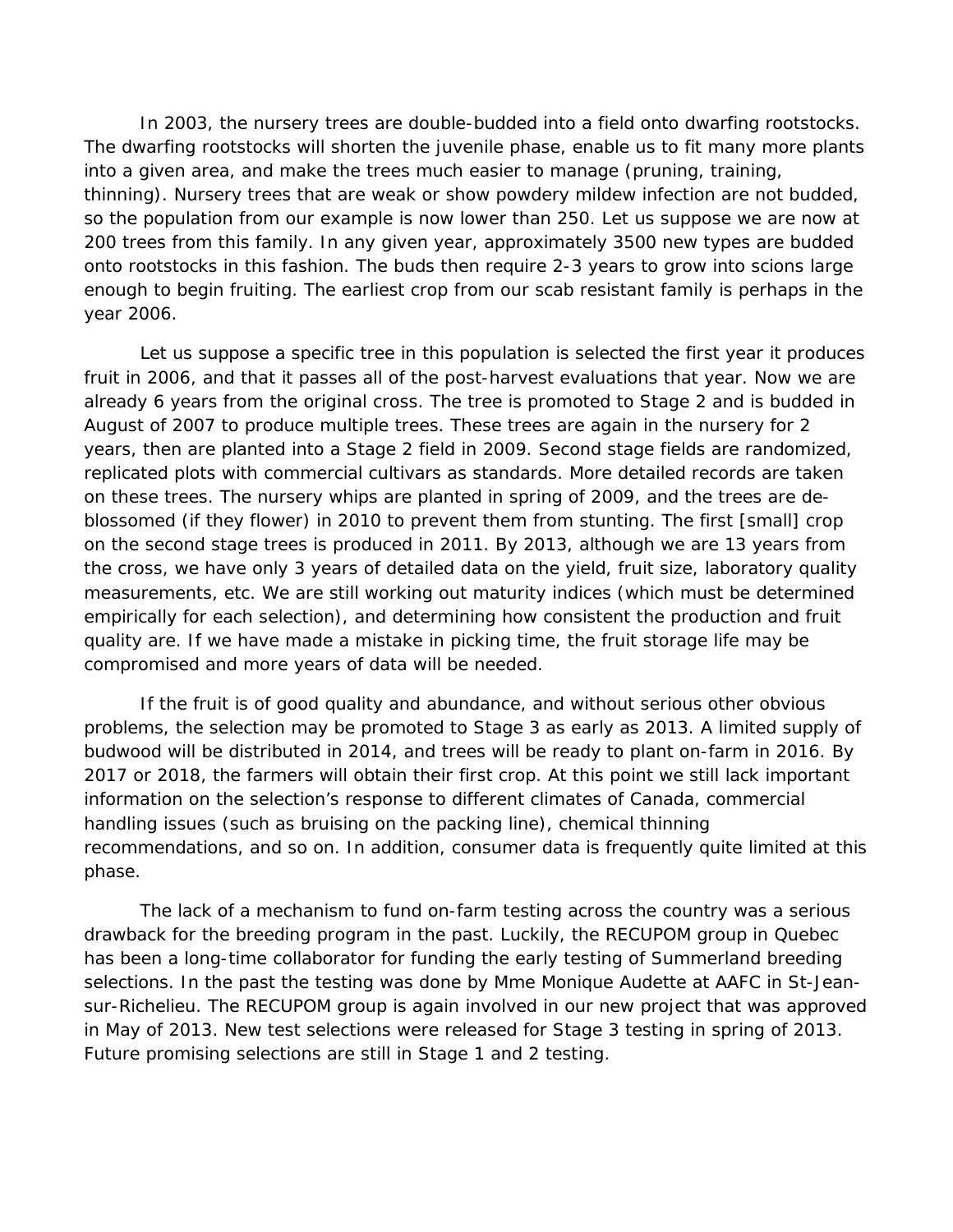In 2003, the nursery trees are double-budded into a field onto dwarfing rootstocks. The dwarfing rootstocks will shorten the juvenile phase, enable us to fit many more plants into a given area, and make the trees much easier to manage (pruning, training, thinning). Nursery trees that are weak or show powdery mildew infection are not budded, so the population from our example is now lower than 250. Let us suppose we are now at 200 trees from this family. In any given year, approximately 3500 new types are budded onto rootstocks in this fashion. The buds then require 2-3 years to grow into scions large enough to begin fruiting. The earliest crop from our scab resistant family is perhaps in the year 2006.

Let us suppose a specific tree in this population is selected the first year it produces fruit in 2006, and that it passes all of the post-harvest evaluations that year. Now we are already 6 years from the original cross. The tree is promoted to Stage 2 and is budded in August of 2007 to produce multiple trees. These trees are again in the nursery for 2 years, then are planted into a Stage 2 field in 2009. Second stage fields are randomized, replicated plots with commercial cultivars as standards. More detailed records are taken on these trees. The nursery whips are planted in spring of 2009, and the trees are de-blossomed (if they flower) in 2010 to prevent them from stunting. The first [small] crop on the second stage trees is produced in 2011. By 2013, although we are 13 years from the cross, we have only 3 years of detailed data on the yield, fruit size, laboratory quality measurements, etc. We are still working out maturity indices (which must be determined empirically for each selection), and determining how consistent the production and fruit quality are. If we have made a mistake in picking time, the fruit storage life may be compromised and more years of data will be needed.

If the fruit is of good quality and abundance, and without serious other obvious problems, the selection may be promoted to Stage 3 as early as 2013. A limited supply of budwood will be distributed in 2014, and trees will be ready to plant on-farm in 2016. By 2017 or 2018, the farmers will obtain their first crop. At this point we still lack important information on the selection's response to different climates of Canada, commercial handling issues (such as bruising on the packing line), chemical thinning recommendations, and so on. In addition, consumer data is frequently quite limited at this phase.

The lack of a mechanism to fund on-farm testing across the country was a serious drawback for the breeding program in the past. Luckily, the RECUPOM group in Quebec has been a long-time collaborator for funding the early testing of Summerland breeding selections. In the past the testing was done by Mme Monique Audette at AAFC in St-Jean-sur-Richelieu. The RECUPOM group is again involved in our new project that was approved in May of 2013. New test selections were released for Stage 3 testing in spring of 2013. Future promising selections are still in Stage 1 and 2 testing.